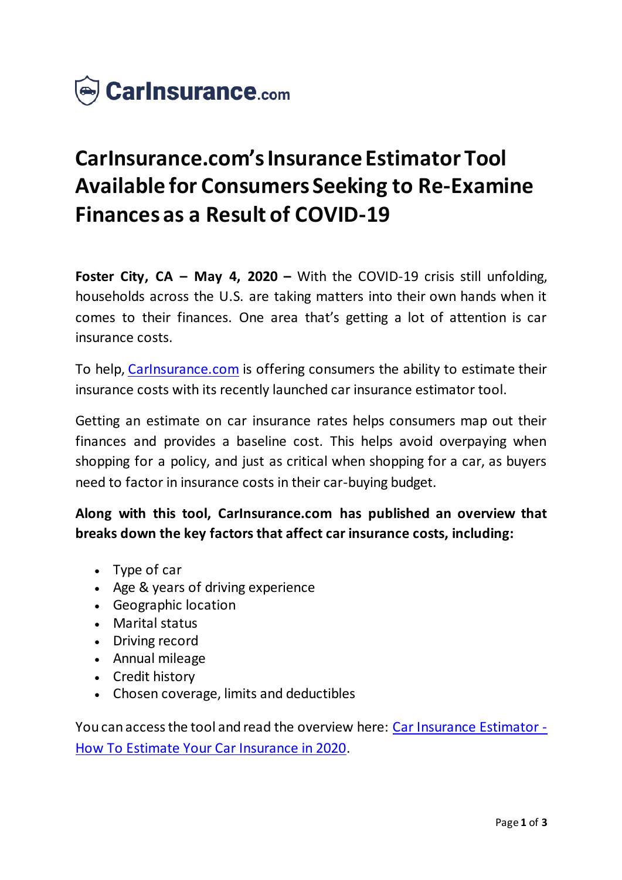CarInsurance.com

# CarInsurance.com's Insurance Estimator Tool Available for Consumers Seeking to Re-Examine Finances as a Result of COVID-19

**Foster City, CA – May 4, 2020 –** With the COVID-19 crisis still unfolding, households across the U.S. are taking matters into their own hands when it comes to their finances. One area that's getting a lot of attention is car insurance costs.

To help, CarInsurance.com is offering consumers the ability to estimate their insurance costs with its recently launched car insurance estimator tool.

Getting an estimate on car insurance rates helps consumers map out their finances and provides a baseline cost. This helps avoid overpaying when shopping for a policy, and just as critical when shopping for a car, as buyers need to factor in insurance costs in their car-buying budget.

**Along with this tool, CarInsurance.com has published an overview that breaks down the key factors that affect car insurance costs, including:**

- Type of car
- Age & years of driving experience
- Geographic location
- Marital status
- Driving record
- Annual mileage
- Credit history
- Chosen coverage, limits and deductibles

You can access the tool and read the overview here: Car Insurance Estimator - How To Estimate Your Car Insurance in 2020.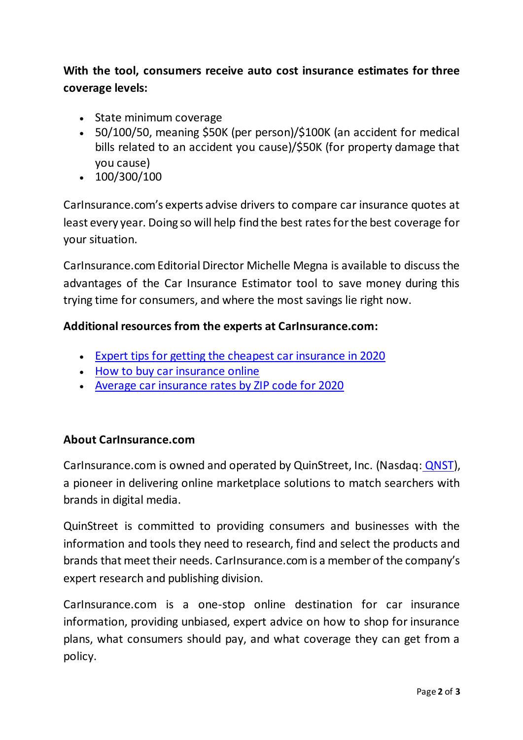**With the tool, consumers receive auto cost insurance estimates for three coverage levels:**

- State minimum coverage
- 50/100/50, meaning $50K (per person)/$100K (an accident for medical bills related to an accident you cause)/$50K (for property damage that you cause)
- 100/300/100

CarInsurance.com's experts advise drivers to compare car insurance quotes at least every year. Doing so will help find the best rates for the best coverage for your situation.

CarInsurance.com Editorial Director Michelle Megna is available to discuss the advantages of the Car Insurance Estimator tool to save money during this trying time for consumers, and where the most savings lie right now.

**Additional resources from the experts at CarInsurance.com:**

- Expert tips for getting the cheapest car insurance in 2020
- How to buy car insurance online
- Average car insurance rates by ZIP code for 2020

**About CarInsurance.com**

CarInsurance.com is owned and operated by QuinStreet, Inc. (Nasdaq: QNST), a pioneer in delivering online marketplace solutions to match searchers with brands in digital media.

QuinStreet is committed to providing consumers and businesses with the information and tools they need to research, find and select the products and brands that meet their needs. CarInsurance.com is a member of the company's expert research and publishing division.

CarInsurance.com is a one-stop online destination for car insurance information, providing unbiased, expert advice on how to shop for insurance plans, what consumers should pay, and what coverage they can get from a policy.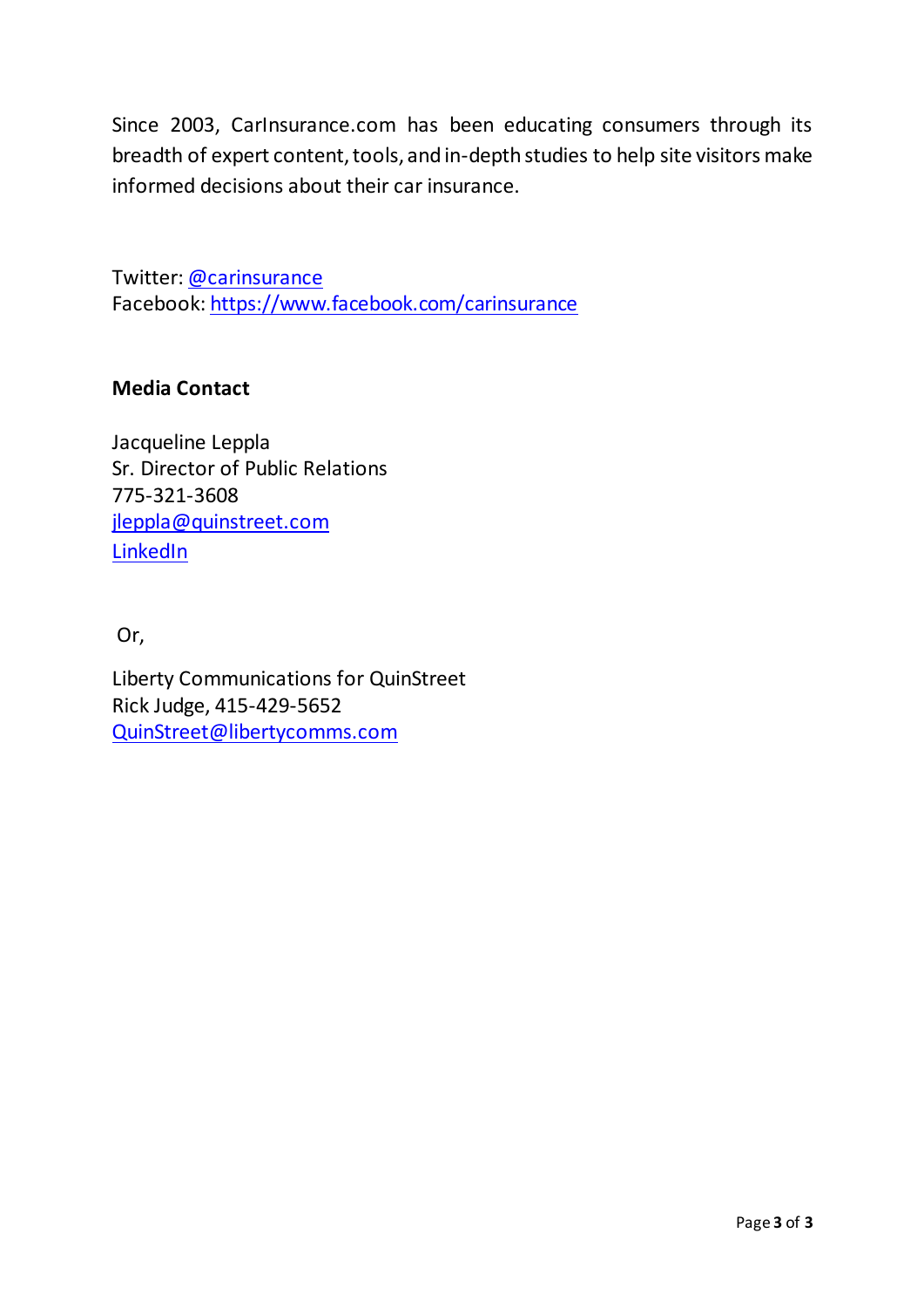Since 2003, CarInsurance.com has been educating consumers through its breadth of expert content, tools, and in-depth studies to help site visitors make informed decisions about their car insurance.

Twitter: @carinsurance  
Facebook: https://www.facebook.com/carinsurance

**Media Contact**

Jacqueline Leppla  
Sr. Director of Public Relations  
775-321-3608  
jleppla@quinstreet.com  
LinkedIn

Or,

Liberty Communications for QuinStreet  
Rick Judge, 415-429-5652  
QuinStreet@libertycomms.com